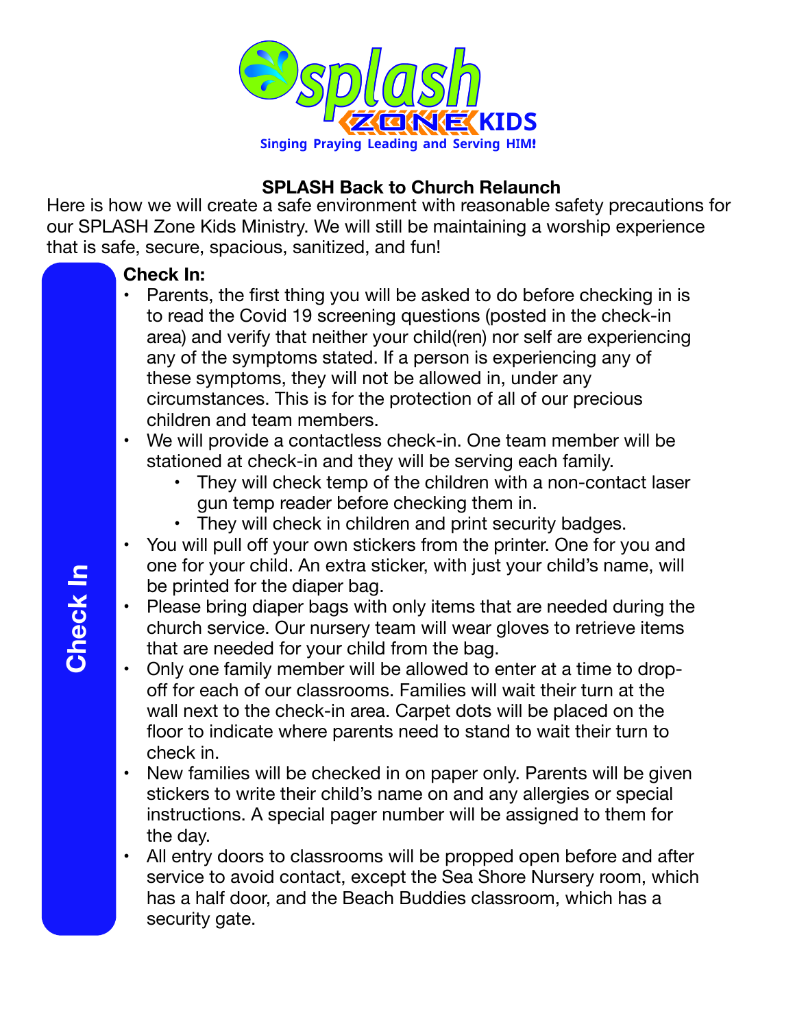splash ZONE KIDS

Singing Praying Leading and Serving HIM!

# SPLASH Back to Church Relaunch

Here is how we will create a safe environment with reasonable safety precautions for our SPLASH Zone Kids Ministry. We will still be maintaining a worship experience that is safe, secure, spacious, sanitized, and fun!

## Check In

**Check In:**

- Parents, the first thing you will be asked to do before checking in is to read the Covid 19 screening questions (posted in the check-in area) and verify that neither your child(ren) nor self are experiencing any of the symptoms stated. If a person is experiencing any of these symptoms, they will not be allowed in, under any circumstances. This is for the protection of all of our precious children and team members.
- We will provide a contactless check-in. One team member will be stationed at check-in and they will be serving each family.
    - They will check temp of the children with a non-contact laser gun temp reader before checking them in.
    - They will check in children and print security badges.
- You will pull off your own stickers from the printer. One for you and one for your child. An extra sticker, with just your child's name, will be printed for the diaper bag.
- Please bring diaper bags with only items that are needed during the church service. Our nursery team will wear gloves to retrieve items that are needed for your child from the bag.
- Only one family member will be allowed to enter at a time to drop-off for each of our classrooms. Families will wait their turn at the wall next to the check-in area. Carpet dots will be placed on the floor to indicate where parents need to stand to wait their turn to check in.
- New families will be checked in on paper only. Parents will be given stickers to write their child's name on and any allergies or special instructions. A special pager number will be assigned to them for the day.
- All entry doors to classrooms will be propped open before and after service to avoid contact, except the Sea Shore Nursery room, which has a half door, and the Beach Buddies classroom, which has a security gate.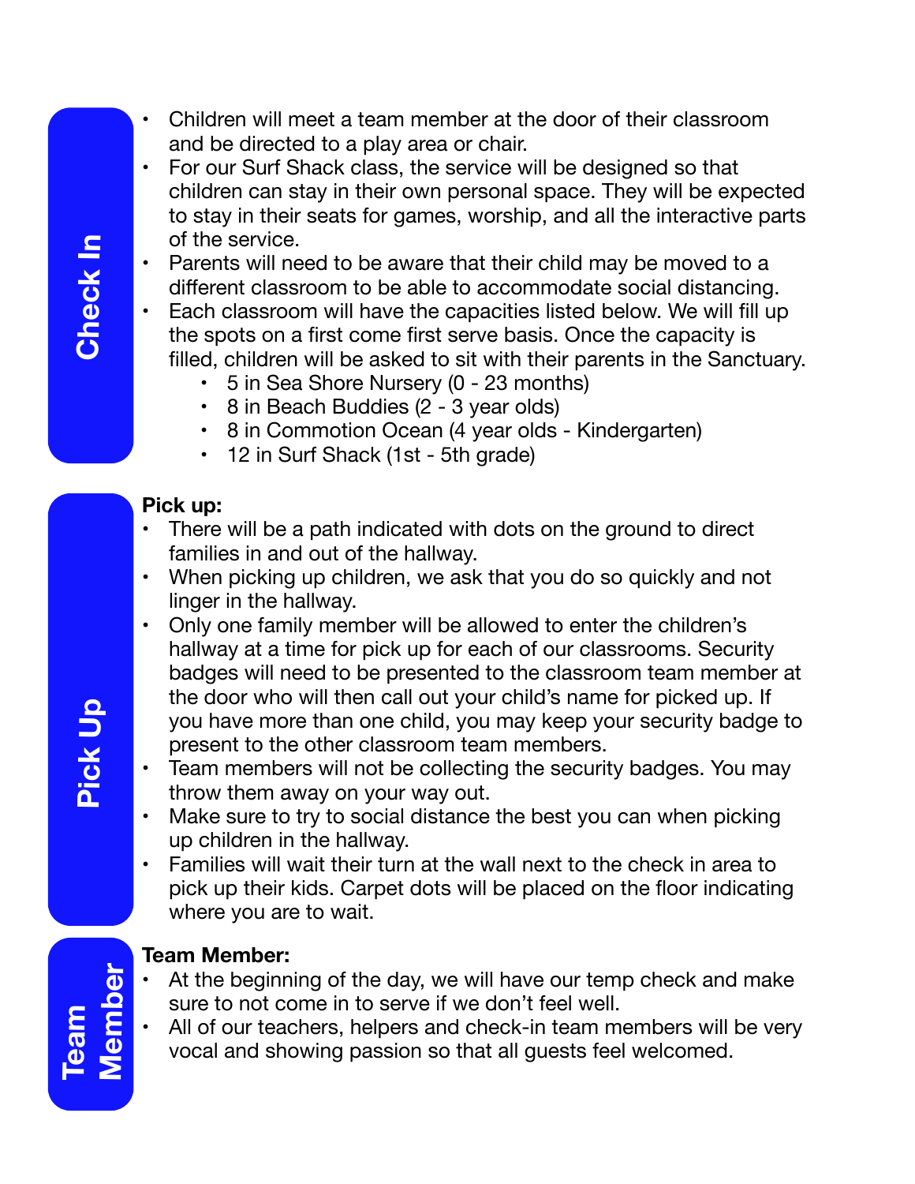## Check In

- Children will meet a team member at the door of their classroom and be directed to a play area or chair.
- For our Surf Shack class, the service will be designed so that children can stay in their own personal space. They will be expected to stay in their seats for games, worship, and all the interactive parts of the service.
- Parents will need to be aware that their child may be moved to a different classroom to be able to accommodate social distancing.
- Each classroom will have the capacities listed below. We will fill up the spots on a first come first serve basis. Once the capacity is filled, children will be asked to sit with their parents in the Sanctuary.
    - 5 in Sea Shore Nursery (0 - 23 months)
    - 8 in Beach Buddies (2 - 3 year olds)
    - 8 in Commotion Ocean (4 year olds - Kindergarten)
    - 12 in Surf Shack (1st - 5th grade)

## Pick Up

**Pick up:**

- There will be a path indicated with dots on the ground to direct families in and out of the hallway.
- When picking up children, we ask that you do so quickly and not linger in the hallway.
- Only one family member will be allowed to enter the children's hallway at a time for pick up for each of our classrooms. Security badges will need to be presented to the classroom team member at the door who will then call out your child's name for picked up. If you have more than one child, you may keep your security badge to present to the other classroom team members.
- Team members will not be collecting the security badges. You may throw them away on your way out.
- Make sure to try to social distance the best you can when picking up children in the hallway.
- Families will wait their turn at the wall next to the check in area to pick up their kids. Carpet dots will be placed on the floor indicating where you are to wait.

## Team Member

**Team Member:**

- At the beginning of the day, we will have our temp check and make sure to not come in to serve if we don't feel well.
- All of our teachers, helpers and check-in team members will be very vocal and showing passion so that all guests feel welcomed.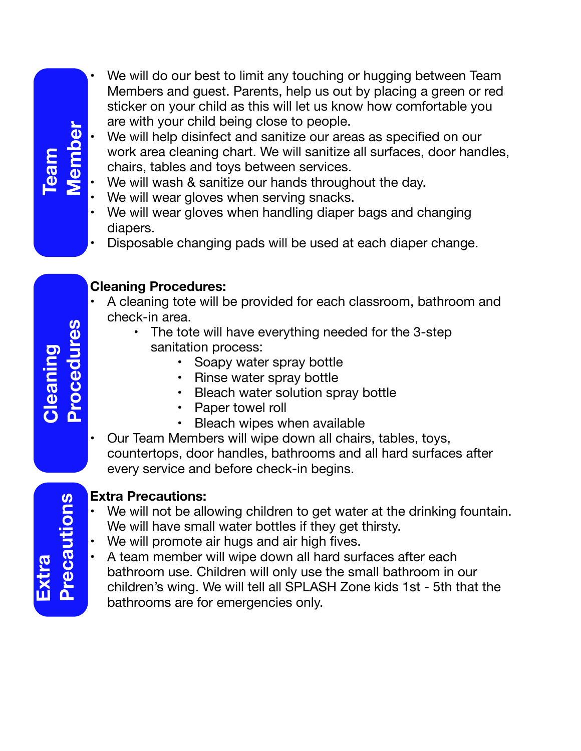## Team Member

- We will do our best to limit any touching or hugging between Team Members and guest. Parents, help us out by placing a green or red sticker on your child as this will let us know how comfortable you are with your child being close to people.
- We will help disinfect and sanitize our areas as specified on our work area cleaning chart. We will sanitize all surfaces, door handles, chairs, tables and toys between services.
- We will wash & sanitize our hands throughout the day.
- We will wear gloves when serving snacks.
- We will wear gloves when handling diaper bags and changing diapers.
- Disposable changing pads will be used at each diaper change.

## Cleaning Procedures

**Cleaning Procedures:**

- A cleaning tote will be provided for each classroom, bathroom and check-in area.
  - The tote will have everything needed for the 3-step sanitation process:
    - Soapy water spray bottle
    - Rinse water spray bottle
    - Bleach water solution spray bottle
    - Paper towel roll
    - Bleach wipes when available
- Our Team Members will wipe down all chairs, tables, toys, countertops, door handles, bathrooms and all hard surfaces after every service and before check-in begins.

## Extra Precautions

**Extra Precautions:**

- We will not be allowing children to get water at the drinking fountain. We will have small water bottles if they get thirsty.
- We will promote air hugs and air high fives.
- A team member will wipe down all hard surfaces after each bathroom use. Children will only use the small bathroom in our children's wing. We will tell all SPLASH Zone kids 1st - 5th that the bathrooms are for emergencies only.